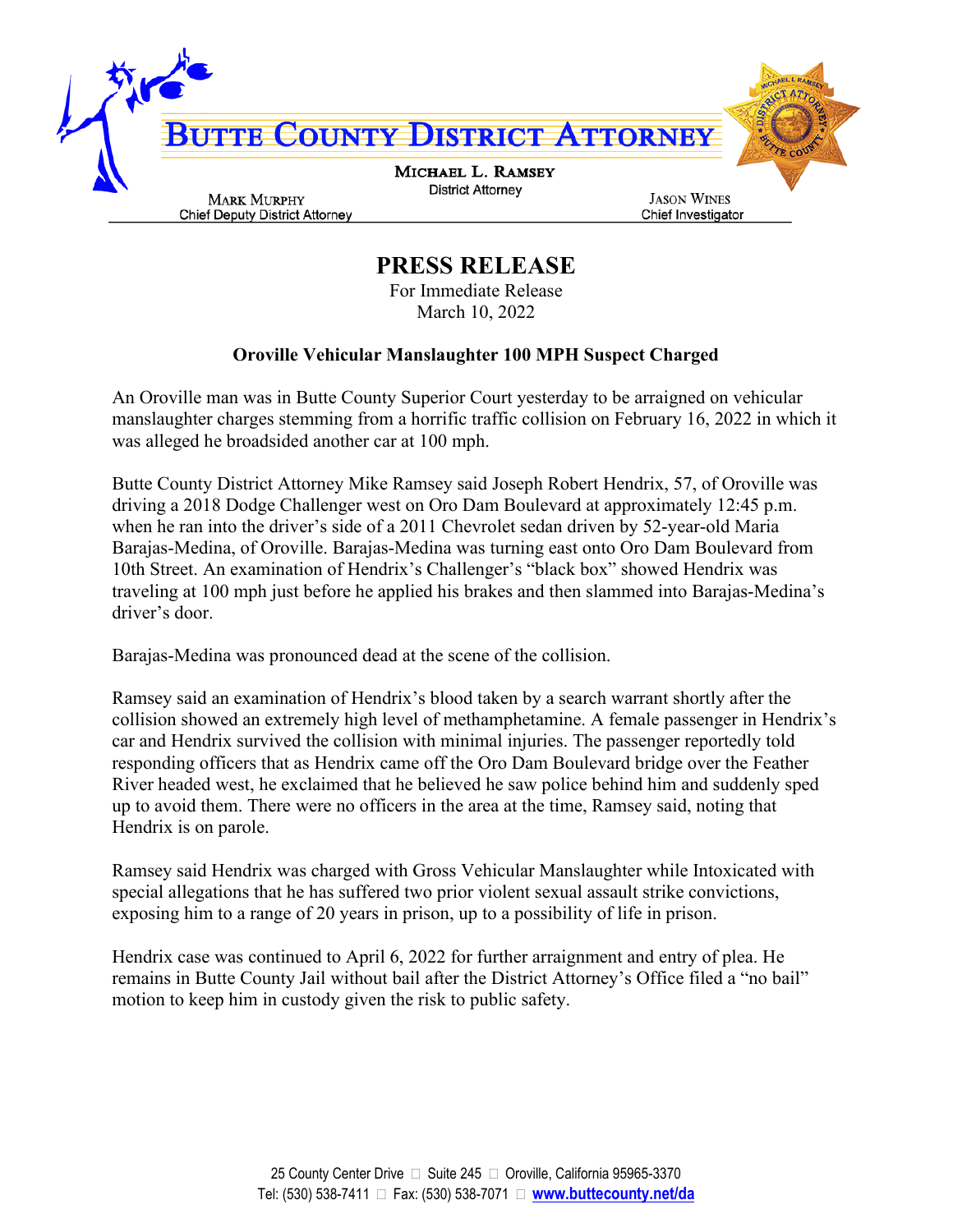# Butte County District Attorney

**Michael L. Ramsey**
District Attorney

**Mark Murphy**
Chief Deputy District Attorney

**Jason Wines**
Chief Investigator

## PRESS RELEASE

For Immediate Release
March 10, 2022

### Oroville Vehicular Manslaughter 100 MPH Suspect Charged

An Oroville man was in Butte County Superior Court yesterday to be arraigned on vehicular manslaughter charges stemming from a horrific traffic collision on February 16, 2022 in which it was alleged he broadsided another car at 100 mph.

Butte County District Attorney Mike Ramsey said Joseph Robert Hendrix, 57, of Oroville was driving a 2018 Dodge Challenger west on Oro Dam Boulevard at approximately 12:45 p.m. when he ran into the driver's side of a 2011 Chevrolet sedan driven by 52-year-old Maria Barajas-Medina, of Oroville. Barajas-Medina was turning east onto Oro Dam Boulevard from 10th Street. An examination of Hendrix's Challenger's "black box" showed Hendrix was traveling at 100 mph just before he applied his brakes and then slammed into Barajas-Medina's driver's door.

Barajas-Medina was pronounced dead at the scene of the collision.

Ramsey said an examination of Hendrix's blood taken by a search warrant shortly after the collision showed an extremely high level of methamphetamine. A female passenger in Hendrix's car and Hendrix survived the collision with minimal injuries. The passenger reportedly told responding officers that as Hendrix came off the Oro Dam Boulevard bridge over the Feather River headed west, he exclaimed that he believed he saw police behind him and suddenly sped up to avoid them. There were no officers in the area at the time, Ramsey said, noting that Hendrix is on parole.

Ramsey said Hendrix was charged with Gross Vehicular Manslaughter while Intoxicated with special allegations that he has suffered two prior violent sexual assault strike convictions, exposing him to a range of 20 years in prison, up to a possibility of life in prison.

Hendrix case was continued to April 6, 2022 for further arraignment and entry of plea. He remains in Butte County Jail without bail after the District Attorney's Office filed a "no bail" motion to keep him in custody given the risk to public safety.

25 County Center Drive ▫ Suite 245 ▫ Oroville, California 95965-3370
Tel: (530) 538-7411 ▫ Fax: (530) 538-7071 ▫ **www.buttecounty.net/da**